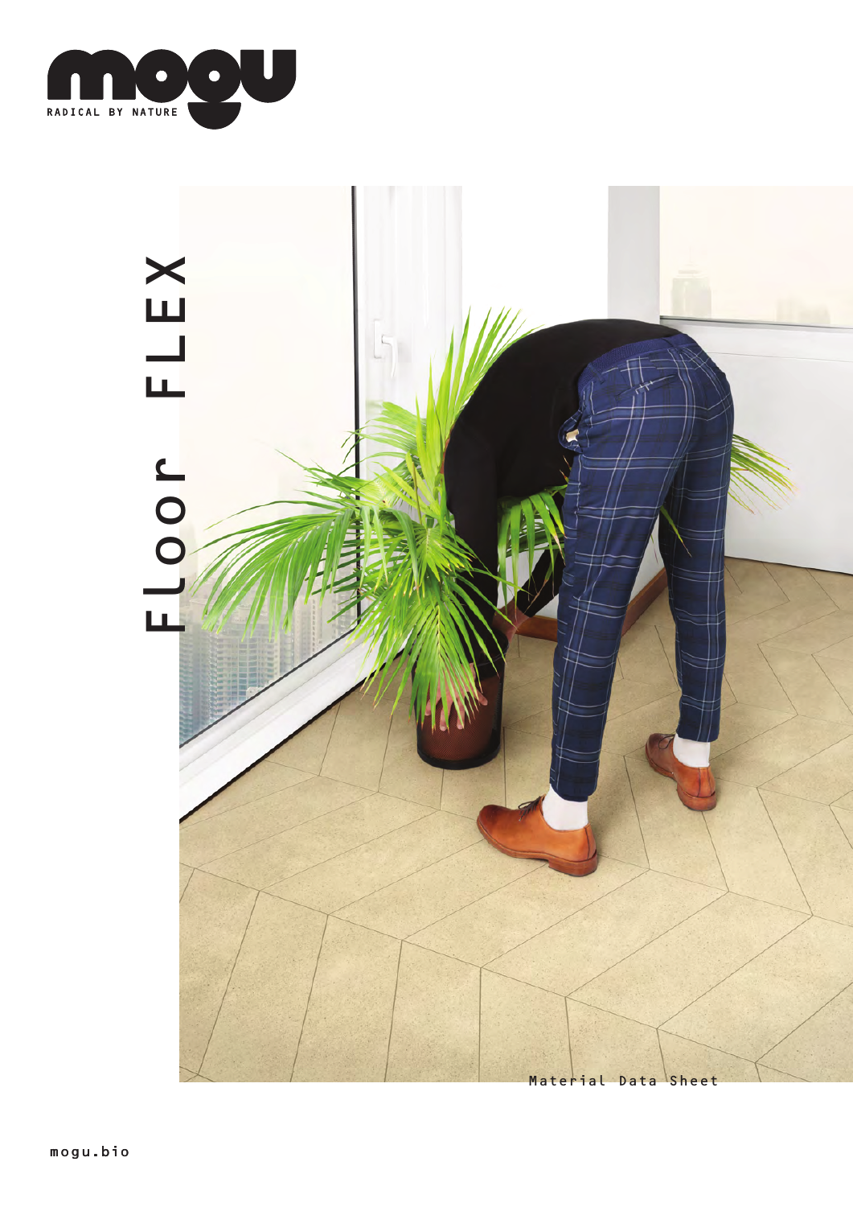mogu

RADICAL BY NATURE

# Floor FLEX

Material Data Sheet

mogu.bio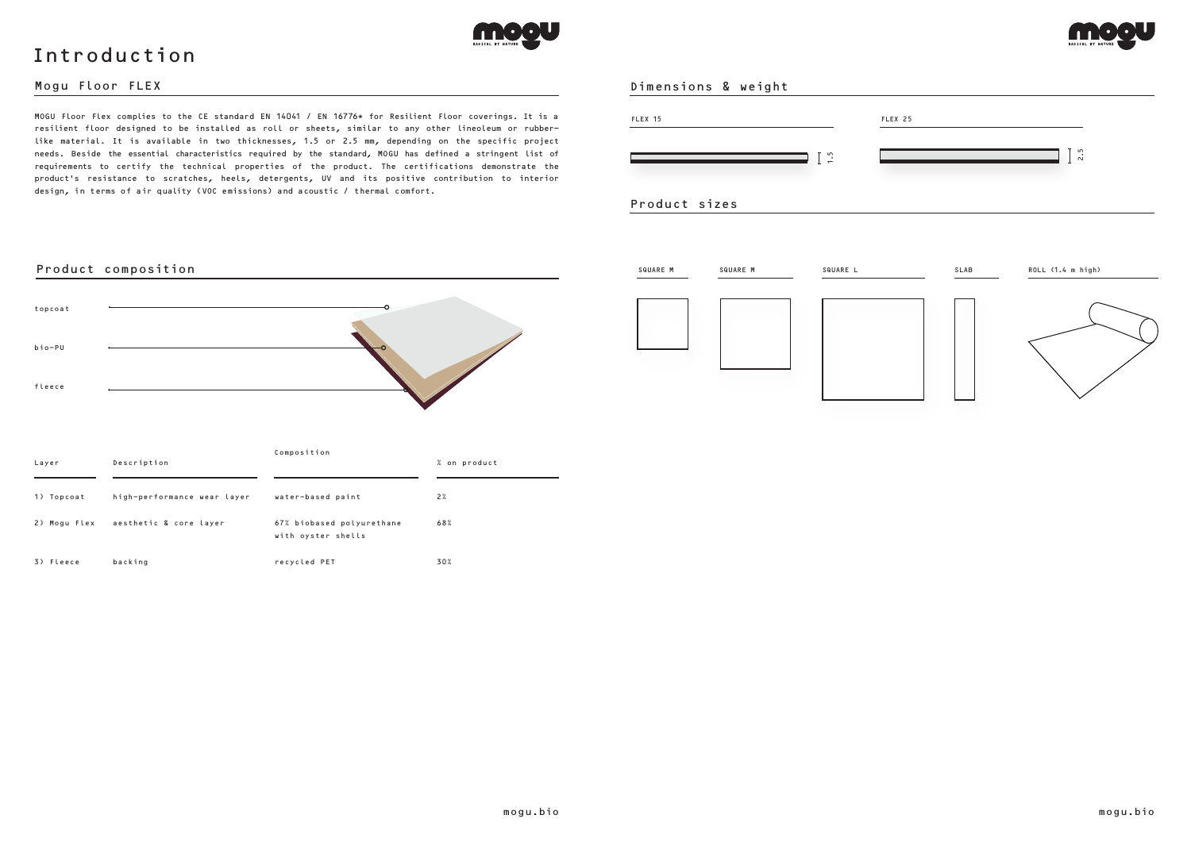# Introduction

## Mogu Floor FLEX

MOGU Floor Flex complies to the CE standard EN 14041 / EN 16776* for Resilient Floor coverings. It is a resilient floor designed to be installed as roll or sheets, similar to any other lineoleum or rubber-like material. It is available in two thicknesses, 1.5 or 2.5 mm, depending on the specific project needs. Beside the essential characteristics required by the standard, MOGU has defined a stringent list of requirements to certify the technical properties of the product. The certifications demonstrate the product's resistance to scratches, heels, detergents, UV and its positive contribution to interior design, in terms of air quality (VOC emissions) and acoustic / thermal comfort.

## Product composition

topcoat

bio-PU

fleece

| Layer | Description | Composition | % on product |
|---|---|---|---|
| 1) Topcoat | high-performance wear layer | water-based paint | 2% |
| 2) Mogu Flex | aesthetic & core layer | 67% biobased polyurethane with oyster shells | 68% |
| 3) Fleece | backing | recycled PET | 30% |

## Dimensions & weight

FLEX 15 — 1.5

FLEX 25 — 2.5

## Product sizes

SQUARE M | SQUARE M | SQUARE L | SLAB | ROLL (1.4 m high)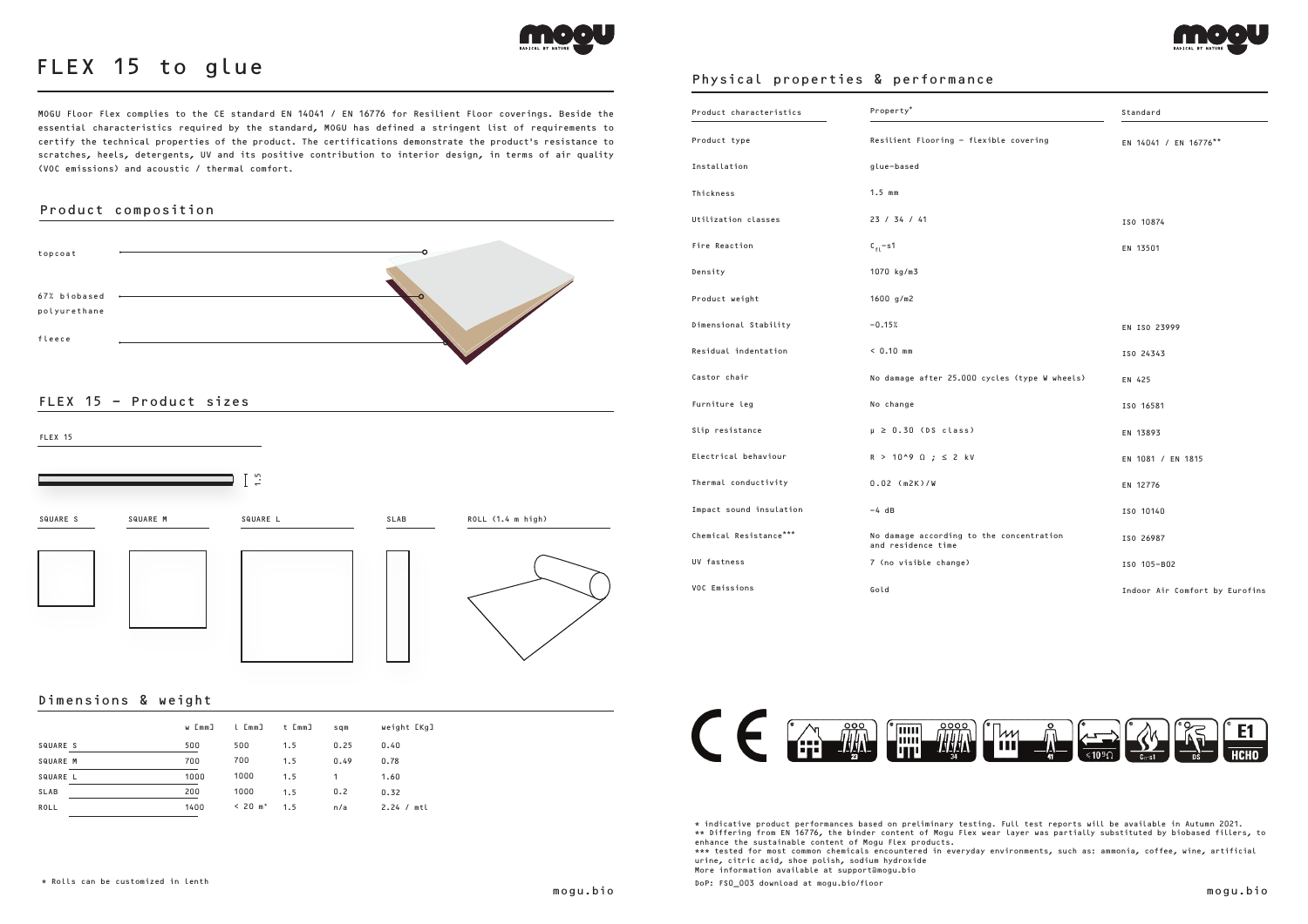# FLEX 15 to glue

MOGU Floor Flex complies to the CE standard EN 14041 / EN 16776 for Resilient Floor coverings. Beside the essential characteristics required by the standard, MOGU has defined a stringent list of requirements to certify the technical properties of the product. The certifications demonstrate the product's resistance to scratches, heels, detergents, UV and its positive contribution to interior design, in terms of air quality (VOC emissions) and acoustic / thermal comfort.

## Product composition

topcoat

67% biobased polyurethane

fleece

## FLEX 15 – Product sizes

FLEX 15

1.5

SQUARE S | SQUARE M | SQUARE L | SLAB | ROLL (1.4 m high)

## Dimensions & weight

| | w [mm] | l [mm] | t [mm] | sqm | weight [Kg] |
|---|---|---|---|---|---|
| SQUARE S | 500 | 500 | 1.5 | 0.25 | 0.40 |
| SQUARE M | 700 | 700 | 1.5 | 0.49 | 0.78 |
| SQUARE L | 1000 | 1000 | 1.5 | 1 | 1.60 |
| SLAB | 200 | 1000 | 1.5 | 0.2 | 0.32 |
| ROLL | 1400 | < 20 m* | 1.5 | n/a | 2.24 / mtl |

* Rolls can be customized in lenth

## Physical properties & performance

| Product characteristics | Property* | Standard |
|---|---|---|
| Product type | Resilient Flooring – flexible covering | EN 14041 / EN 16776** |
| Installation | glue-based | |
| Thickness | 1.5 mm | |
| Utilization classes | 23 / 34 / 41 | ISO 10874 |
| Fire Reaction | $C_{fl}$-s1 | EN 13501 |
| Density | 1070 kg/m3 | |
| Product weight | 1600 g/m2 | |
| Dimensional Stability | -0.15% | EN ISO 23999 |
| Residual indentation | < 0.10 mm | ISO 24343 |
| Castor chair | No damage after 25.000 cycles (type W wheels) | EN 425 |
| Furniture leg | No change | ISO 16581 |
| Slip resistance | μ ≥ 0.30 (DS class) | EN 13893 |
| Electrical behaviour | R > 10^9 Ω ; ≤ 2 kV | EN 1081 / EN 1815 |
| Thermal conductivity | 0.02 (m2K)/W | EN 12776 |
| Impact sound insulation | -4 dB | ISO 10140 |
| Chemical Resistance*** | No damage according to the concentration and residence time | ISO 26987 |
| UV fastness | 7 (no visible change) | ISO 105-B02 |
| VOC Emissions | Gold | Indoor Air Comfort by Eurofins |

\* indicative product performances based on preliminary testing. Full test reports will be available in Autumn 2021.
\** Differing from EN 16776, the binder content of Mogu Flex wear layer was partially substituted by biobased fillers, to enhance the sustainable content of Mogu Flex products.
\*** tested for most common chemicals encountered in everyday environments, such as: ammonia, coffee, wine, artificial urine, citric acid, shoe polish, sodium hydroxide
More information available at support@mogu.bio

DoP: FSO_003 download at mogu.bio/floor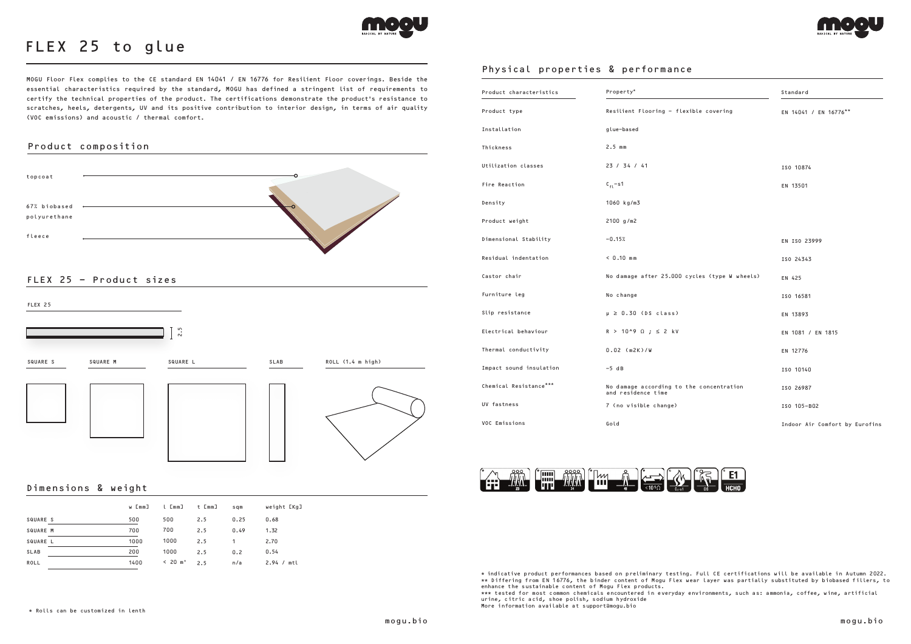# FLEX 25 to glue

MOGU Floor Flex complies to the CE standard EN 14041 / EN 16776 for Resilient Floor coverings. Beside the essential characteristics required by the standard, MOGU has defined a stringent list of requirements to certify the technical properties of the product. The certifications demonstrate the product's resistance to scratches, heels, detergents, UV and its positive contribution to interior design, in terms of air quality (VOC emissions) and acoustic / thermal comfort.

## Product composition

- topcoat
- 67% biobased polyurethane
- fleece

## FLEX 25 – Product sizes

FLEX 25

2.5

SQUARE S | SQUARE M | SQUARE L | SLAB | ROLL (1.4 m high)

## Dimensions & weight

| | w [mm] | l [mm] | t [mm] | sqm | weight [Kg] |
|---|---|---|---|---|---|
| SQUARE S | 500 | 500 | 2.5 | 0.25 | 0.68 |
| SQUARE M | 700 | 700 | 2.5 | 0.49 | 1.32 |
| SQUARE L | 1000 | 1000 | 2.5 | 1 | 2.70 |
| SLAB | 200 | 1000 | 2.5 | 0.2 | 0.54 |
| ROLL | 1400 | < 20 m* | 2.5 | n/a | 2.94 / mtl |

* Rolls can be customized in lenth

## Physical properties & performance

| Product characteristics | Property* | Standard |
|---|---|---|
| Product type | Resilient Flooring – flexible covering | EN 14041 / EN 16776** |
| Installation | glue-based | |
| Thickness | 2.5 mm | |
| Utilization classes | 23 / 34 / 41 | ISO 10874 |
| Fire Reaction | $C_{fl}$-s1 | EN 13501 |
| Density | 1060 kg/m3 | |
| Product weight | 2100 g/m2 | |
| Dimensional Stability | -0.15% | EN ISO 23999 |
| Residual indentation | < 0.10 mm | ISO 24343 |
| Castor chair | No damage after 25.000 cycles (type W wheels) | EN 425 |
| Furniture leg | No change | ISO 16581 |
| Slip resistance | $\mu \geq 0.30$ (DS class) | EN 13893 |
| Electrical behaviour | $R > 10^9\ \Omega$ ; ≤ 2 kV | EN 1081 / EN 1815 |
| Thermal conductivity | 0.02 (m2K)/W | EN 12776 |
| Impact sound insulation | -5 dB | ISO 10140 |
| Chemical Resistance*** | No damage according to the concentration and residence time | ISO 26987 |
| UV fastness | 7 (no visible change) | ISO 105-B02 |
| VOC Emissions | Gold | Indoor Air Comfort by Eurofins |

23 | 34 | 41 | $<10^9\Omega$ | $C_{fl}$-s1 | DS | E1 HCHO

* indicative product performances based on preliminary testing. Full CE certifications will be available in Autumn 2022.
** Differing from EN 16776, the binder content of Mogu Flex wear layer was partially substituted by biobased fillers, to enhance the sustainable content of Mogu Flex products.
*** tested for most common chemicals encountered in everyday environments, such as: ammonia, coffee, wine, artificial urine, citric acid, shoe polish, sodium hydroxide
More information available at support@mogu.bio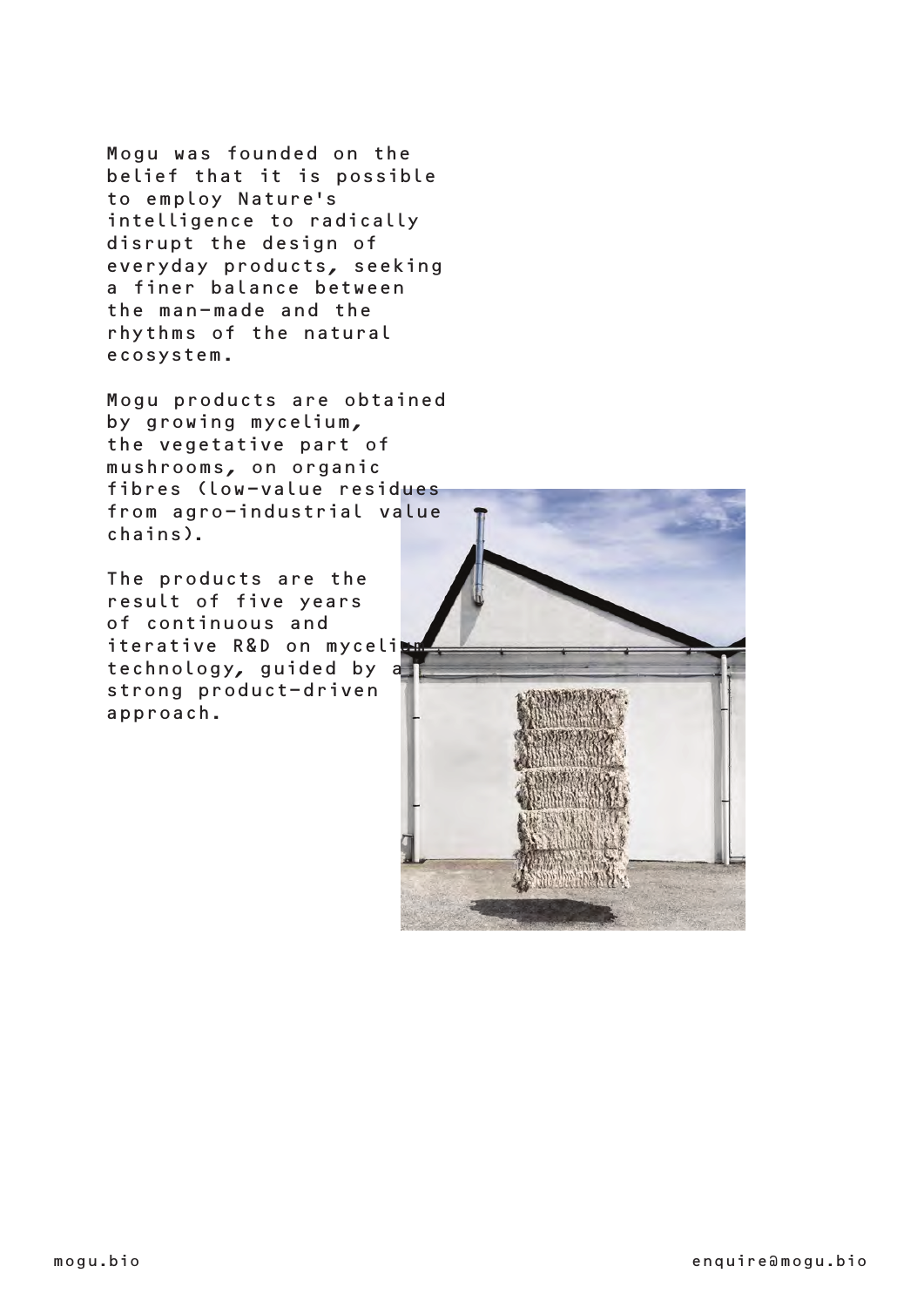Mogu was founded on the belief that it is possible to employ Nature's intelligence to radically disrupt the design of everyday products, seeking a finer balance between the man-made and the rhythms of the natural ecosystem.

Mogu products are obtained by growing mycelium, the vegetative part of mushrooms, on organic fibres (low-value residues from agro-industrial value chains).

The products are the result of five years of continuous and iterative R&D on mycelium technology, guided by a strong product-driven approach.

mogu.bio

enquire@mogu.bio